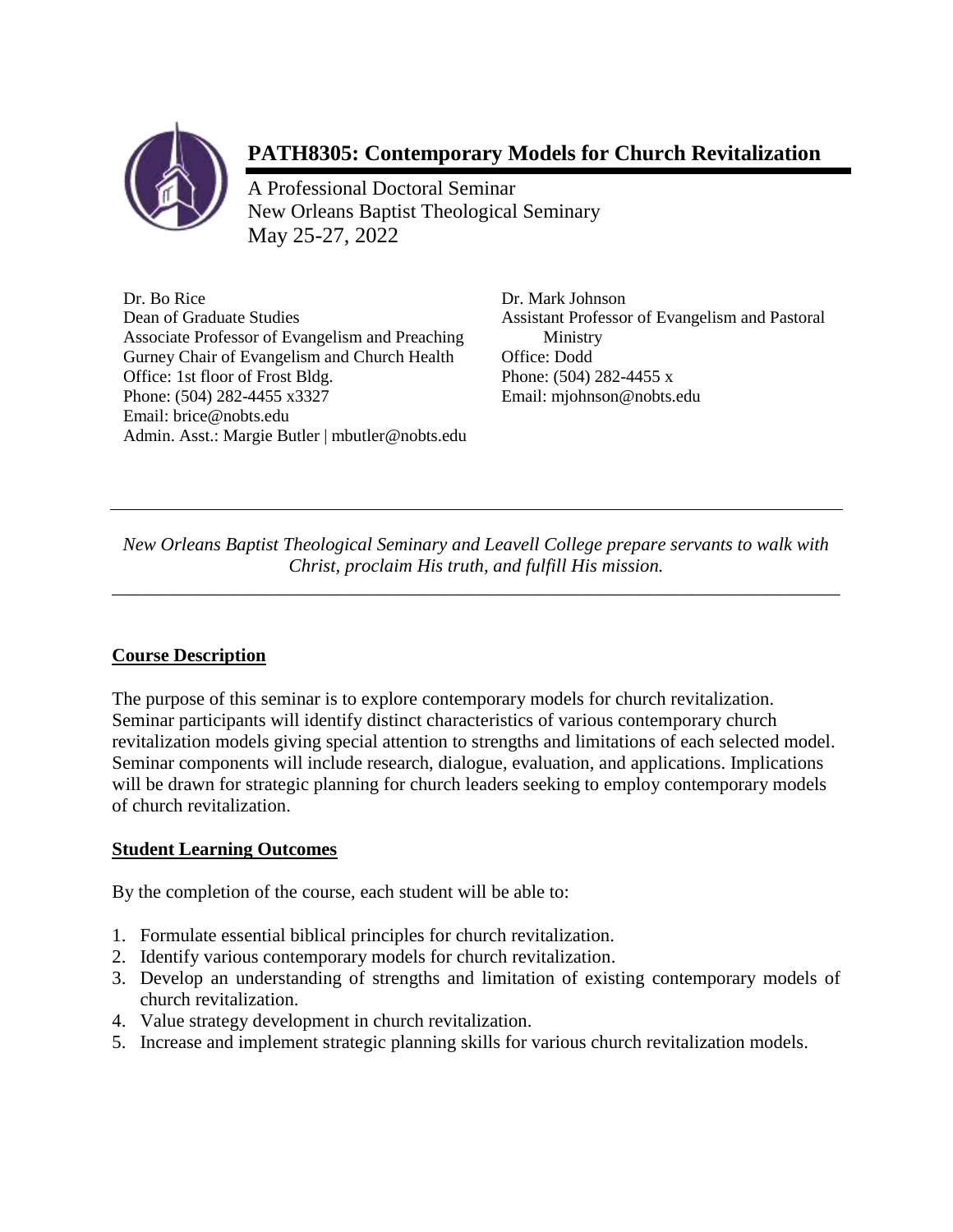# PATH8305: Contemporary Models for Church Revitalization

A Professional Doctoral Seminar
New Orleans Baptist Theological Seminary
May 25-27, 2022

Dr. Bo Rice
Dean of Graduate Studies
Associate Professor of Evangelism and Preaching
Gurney Chair of Evangelism and Church Health
Office: 1st floor of Frost Bldg.
Phone: (504) 282-4455 x3327
Email: brice@nobts.edu
Admin. Asst.: Margie Butler | mbutler@nobts.edu

Dr. Mark Johnson
Assistant Professor of Evangelism and Pastoral Ministry
Office: Dodd
Phone: (504) 282-4455 x
Email: mjohnson@nobts.edu

---

*New Orleans Baptist Theological Seminary and Leavell College prepare servants to walk with Christ, proclaim His truth, and fulfill His mission.*

---

## Course Description

The purpose of this seminar is to explore contemporary models for church revitalization. Seminar participants will identify distinct characteristics of various contemporary church revitalization models giving special attention to strengths and limitations of each selected model. Seminar components will include research, dialogue, evaluation, and applications. Implications will be drawn for strategic planning for church leaders seeking to employ contemporary models of church revitalization.

## Student Learning Outcomes

By the completion of the course, each student will be able to:

1. Formulate essential biblical principles for church revitalization.
2. Identify various contemporary models for church revitalization.
3. Develop an understanding of strengths and limitation of existing contemporary models of church revitalization.
4. Value strategy development in church revitalization.
5. Increase and implement strategic planning skills for various church revitalization models.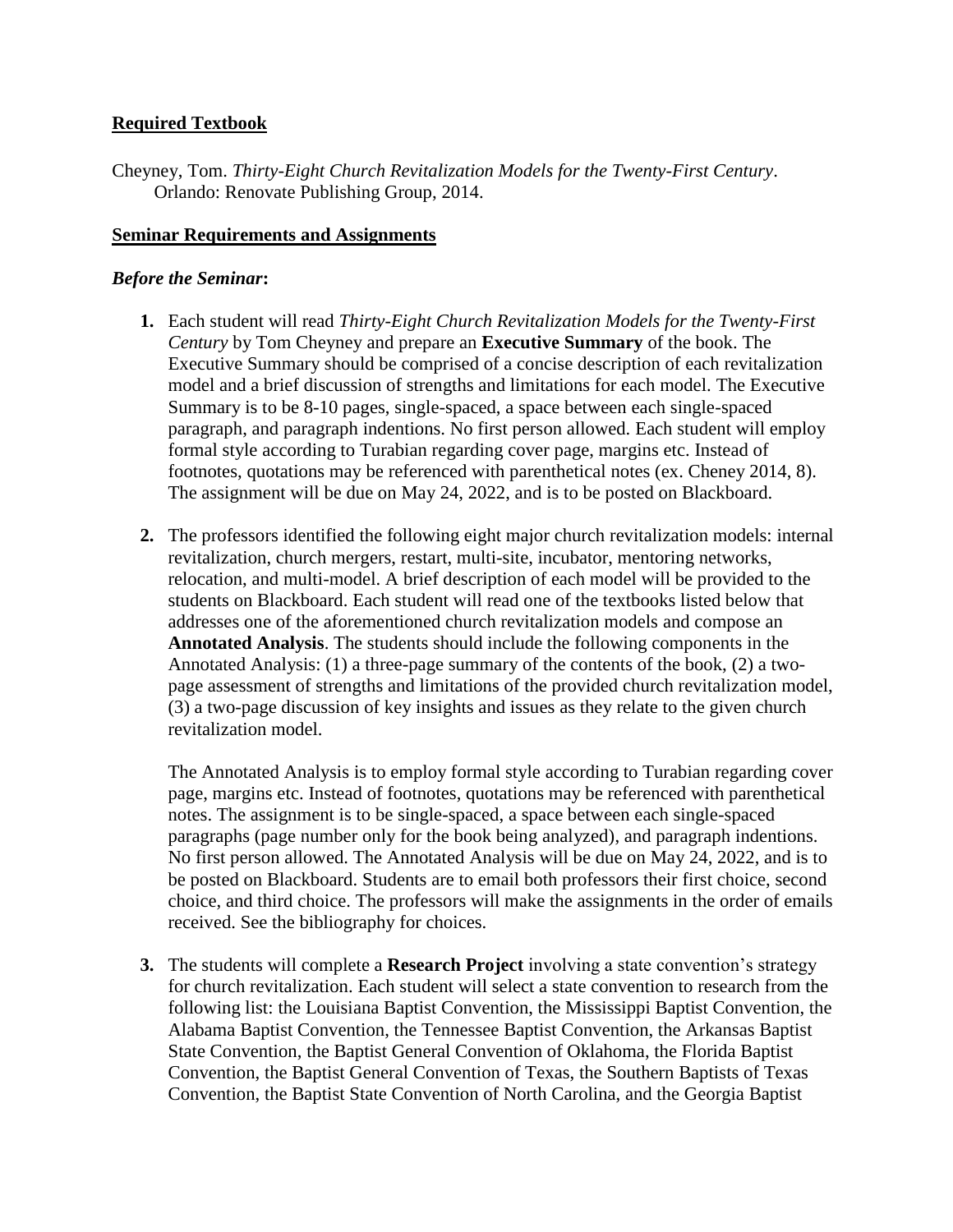## Required Textbook

Cheyney, Tom. *Thirty-Eight Church Revitalization Models for the Twenty-First Century*. Orlando: Renovate Publishing Group, 2014.

## Seminar Requirements and Assignments

### *Before the Seminar*:

1. Each student will read *Thirty-Eight Church Revitalization Models for the Twenty-First Century* by Tom Cheyney and prepare an **Executive Summary** of the book. The Executive Summary should be comprised of a concise description of each revitalization model and a brief discussion of strengths and limitations for each model. The Executive Summary is to be 8-10 pages, single-spaced, a space between each single-spaced paragraph, and paragraph indentions. No first person allowed. Each student will employ formal style according to Turabian regarding cover page, margins etc. Instead of footnotes, quotations may be referenced with parenthetical notes (ex. Cheney 2014, 8). The assignment will be due on May 24, 2022, and is to be posted on Blackboard.

2. The professors identified the following eight major church revitalization models: internal revitalization, church mergers, restart, multi-site, incubator, mentoring networks, relocation, and multi-model. A brief description of each model will be provided to the students on Blackboard. Each student will read one of the textbooks listed below that addresses one of the aforementioned church revitalization models and compose an **Annotated Analysis**. The students should include the following components in the Annotated Analysis: (1) a three-page summary of the contents of the book, (2) a two-page assessment of strengths and limitations of the provided church revitalization model, (3) a two-page discussion of key insights and issues as they relate to the given church revitalization model.

   The Annotated Analysis is to employ formal style according to Turabian regarding cover page, margins etc. Instead of footnotes, quotations may be referenced with parenthetical notes. The assignment is to be single-spaced, a space between each single-spaced paragraphs (page number only for the book being analyzed), and paragraph indentions. No first person allowed. The Annotated Analysis will be due on May 24, 2022, and is to be posted on Blackboard. Students are to email both professors their first choice, second choice, and third choice. The professors will make the assignments in the order of emails received. See the bibliography for choices.

3. The students will complete a **Research Project** involving a state convention's strategy for church revitalization. Each student will select a state convention to research from the following list: the Louisiana Baptist Convention, the Mississippi Baptist Convention, the Alabama Baptist Convention, the Tennessee Baptist Convention, the Arkansas Baptist State Convention, the Baptist General Convention of Oklahoma, the Florida Baptist Convention, the Baptist General Convention of Texas, the Southern Baptists of Texas Convention, the Baptist State Convention of North Carolina, and the Georgia Baptist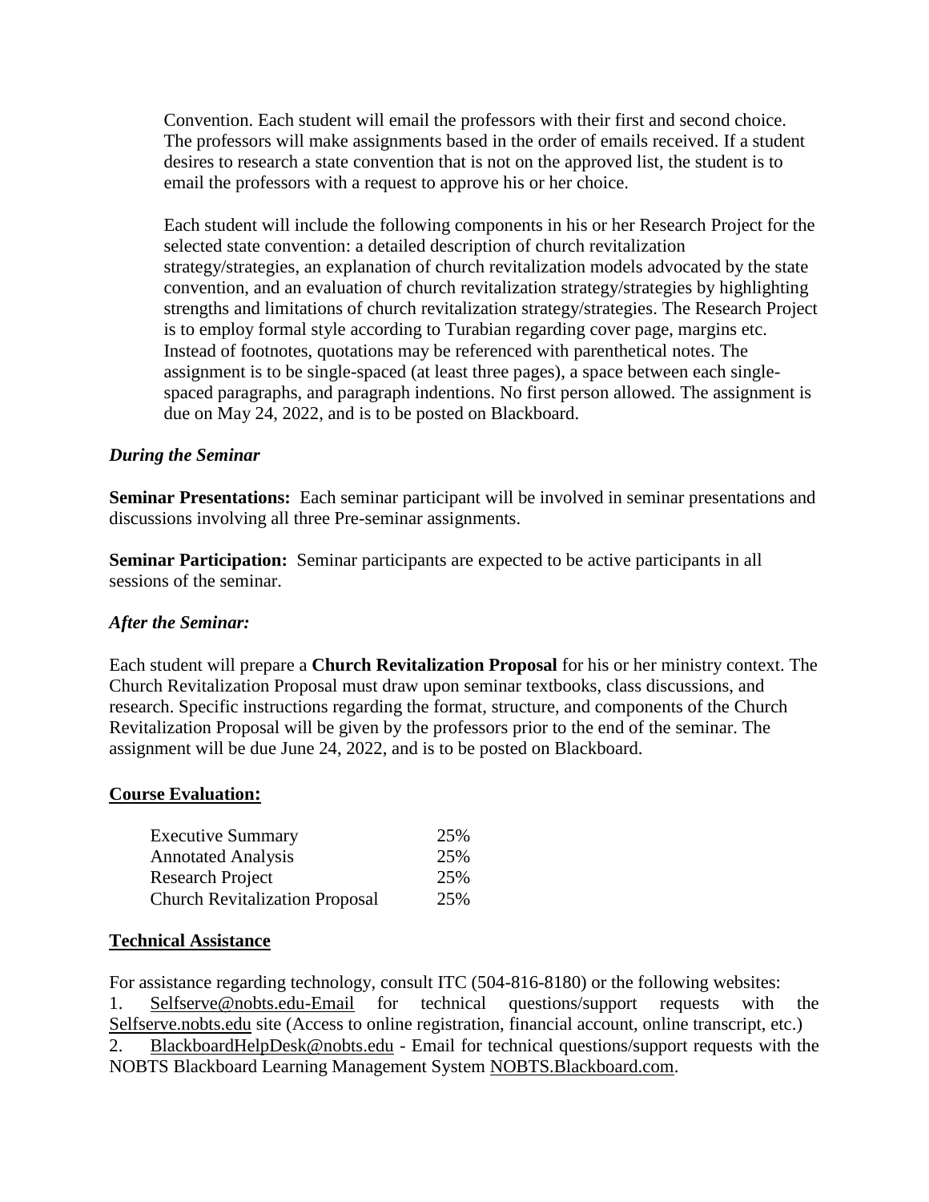Convention. Each student will email the professors with their first and second choice. The professors will make assignments based in the order of emails received. If a student desires to research a state convention that is not on the approved list, the student is to email the professors with a request to approve his or her choice.

Each student will include the following components in his or her Research Project for the selected state convention: a detailed description of church revitalization strategy/strategies, an explanation of church revitalization models advocated by the state convention, and an evaluation of church revitalization strategy/strategies by highlighting strengths and limitations of church revitalization strategy/strategies. The Research Project is to employ formal style according to Turabian regarding cover page, margins etc. Instead of footnotes, quotations may be referenced with parenthetical notes. The assignment is to be single-spaced (at least three pages), a space between each single-spaced paragraphs, and paragraph indentions. No first person allowed. The assignment is due on May 24, 2022, and is to be posted on Blackboard.

***During the Seminar***

**Seminar Presentations:** Each seminar participant will be involved in seminar presentations and discussions involving all three Pre-seminar assignments.

**Seminar Participation:** Seminar participants are expected to be active participants in all sessions of the seminar.

***After the Seminar:***

Each student will prepare a **Church Revitalization Proposal** for his or her ministry context. The Church Revitalization Proposal must draw upon seminar textbooks, class discussions, and research. Specific instructions regarding the format, structure, and components of the Church Revitalization Proposal will be given by the professors prior to the end of the seminar. The assignment will be due June 24, 2022, and is to be posted on Blackboard.

**Course Evaluation:**

| | |
|---|---|
| Executive Summary | 25% |
| Annotated Analysis | 25% |
| Research Project | 25% |
| Church Revitalization Proposal | 25% |

**Technical Assistance**

For assistance regarding technology, consult ITC (504-816-8180) or the following websites:

1. Selfserve@nobts.edu-Email for technical questions/support requests with the Selfserve.nobts.edu site (Access to online registration, financial account, online transcript, etc.)
2. BlackboardHelpDesk@nobts.edu - Email for technical questions/support requests with the NOBTS Blackboard Learning Management System NOBTS.Blackboard.com.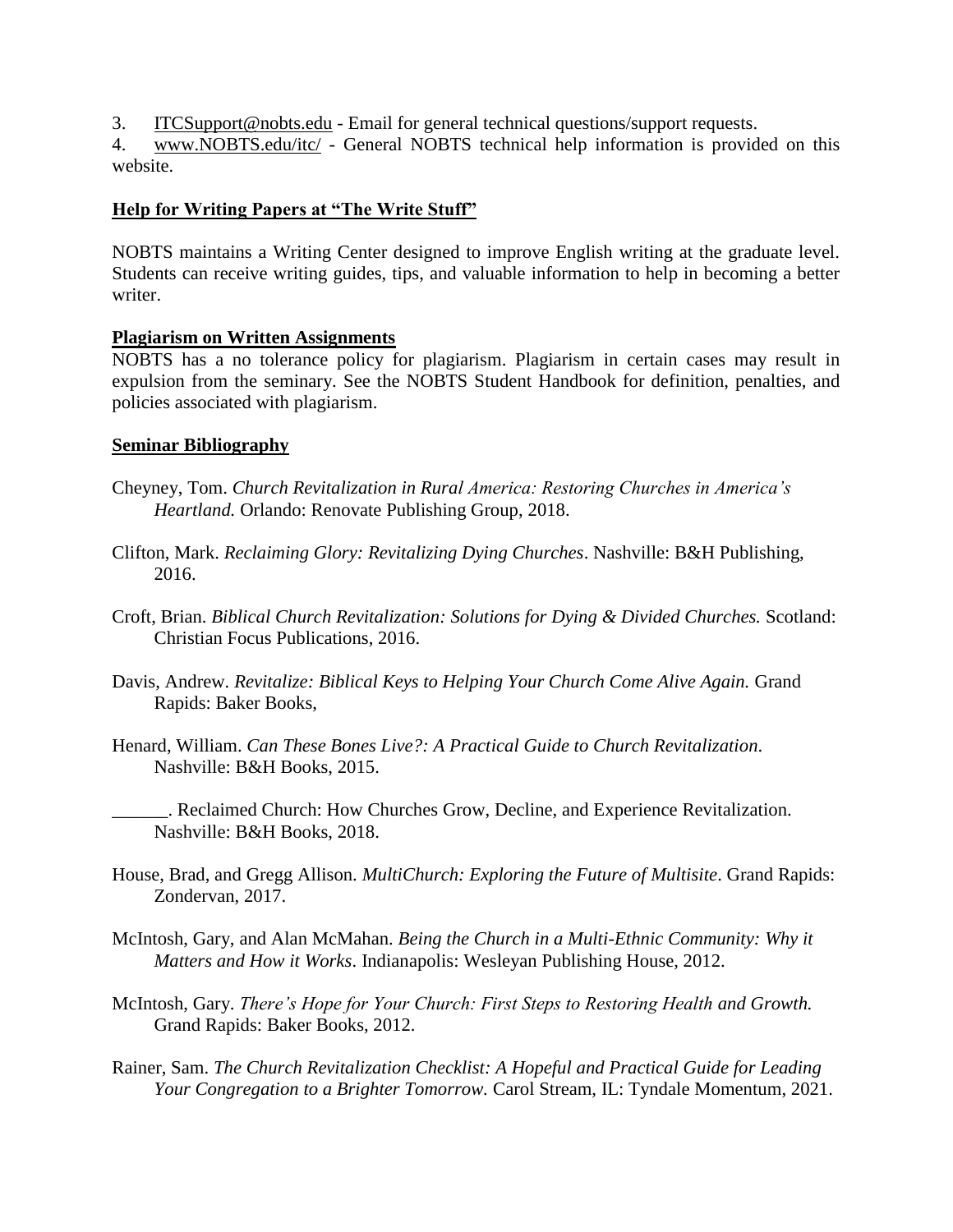3. ITCSupport@nobts.edu - Email for general technical questions/support requests.
4. www.NOBTS.edu/itc/ - General NOBTS technical help information is provided on this website.

**Help for Writing Papers at "The Write Stuff"**

NOBTS maintains a Writing Center designed to improve English writing at the graduate level. Students can receive writing guides, tips, and valuable information to help in becoming a better writer.

**Plagiarism on Written Assignments**

NOBTS has a no tolerance policy for plagiarism. Plagiarism in certain cases may result in expulsion from the seminary. See the NOBTS Student Handbook for definition, penalties, and policies associated with plagiarism.

**Seminar Bibliography**

Cheyney, Tom. *Church Revitalization in Rural America: Restoring Churches in America's Heartland.* Orlando: Renovate Publishing Group, 2018.

Clifton, Mark. *Reclaiming Glory: Revitalizing Dying Churches*. Nashville: B&H Publishing, 2016.

Croft, Brian. *Biblical Church Revitalization: Solutions for Dying & Divided Churches.* Scotland: Christian Focus Publications, 2016.

Davis, Andrew. *Revitalize: Biblical Keys to Helping Your Church Come Alive Again.* Grand Rapids: Baker Books,

Henard, William. *Can These Bones Live?: A Practical Guide to Church Revitalization*. Nashville: B&H Books, 2015.

______. Reclaimed Church: How Churches Grow, Decline, and Experience Revitalization. Nashville: B&H Books, 2018.

House, Brad, and Gregg Allison. *MultiChurch: Exploring the Future of Multisite*. Grand Rapids: Zondervan, 2017.

McIntosh, Gary, and Alan McMahan. *Being the Church in a Multi-Ethnic Community: Why it Matters and How it Works*. Indianapolis: Wesleyan Publishing House, 2012.

McIntosh, Gary. *There's Hope for Your Church: First Steps to Restoring Health and Growth.* Grand Rapids: Baker Books, 2012.

Rainer, Sam. *The Church Revitalization Checklist: A Hopeful and Practical Guide for Leading Your Congregation to a Brighter Tomorrow.* Carol Stream, IL: Tyndale Momentum, 2021.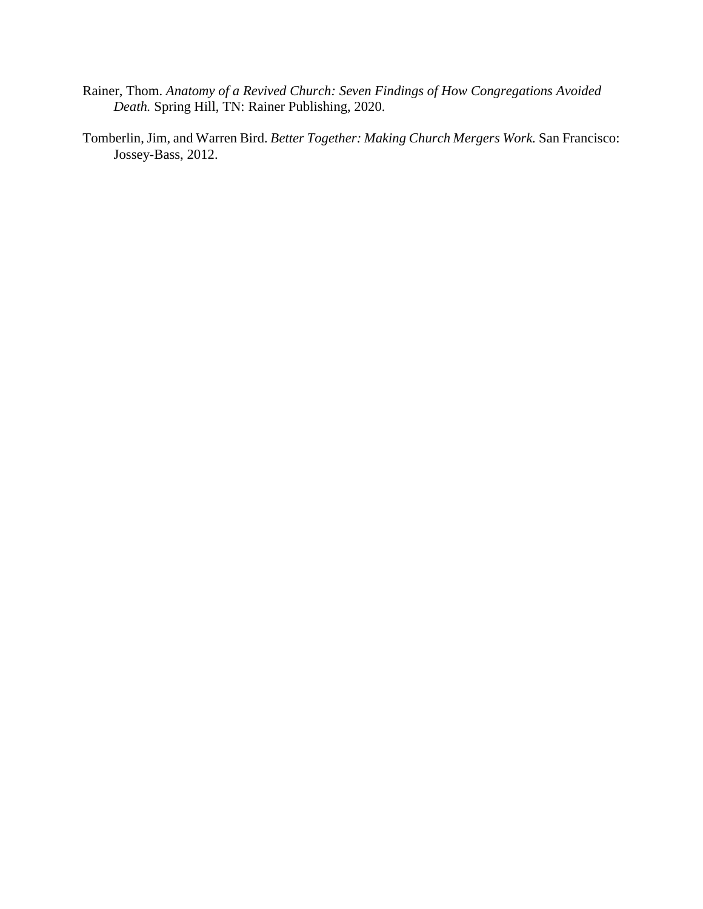Rainer, Thom. *Anatomy of a Revived Church: Seven Findings of How Congregations Avoided Death.* Spring Hill, TN: Rainer Publishing, 2020.

Tomberlin, Jim, and Warren Bird. *Better Together: Making Church Mergers Work.* San Francisco: Jossey-Bass, 2012.